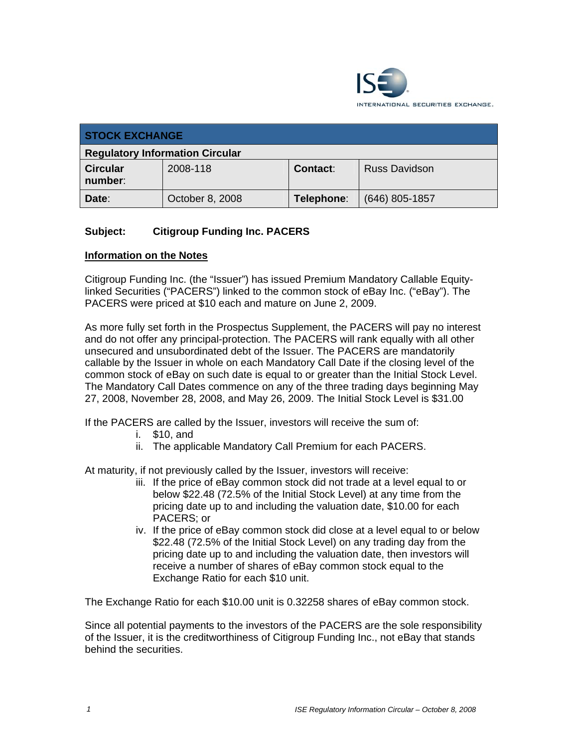INTERNATIONAL SECURITIES EXCHANGE.

| STOCK EXCHANGE | | | |
|---|---|---|---|
| **Regulatory Information Circular** | | | |
| **Circular number**: | 2008-118 | **Contact**: | Russ Davidson |
| **Date**: | October 8, 2008 | **Telephone**: | (646) 805-1857 |

**Subject: Citigroup Funding Inc. PACERS**

**Information on the Notes**

Citigroup Funding Inc. (the "Issuer") has issued Premium Mandatory Callable Equity-linked Securities ("PACERS") linked to the common stock of eBay Inc. ("eBay"). The PACERS were priced at $10 each and mature on June 2, 2009.

As more fully set forth in the Prospectus Supplement, the PACERS will pay no interest and do not offer any principal-protection. The PACERS will rank equally with all other unsecured and unsubordinated debt of the Issuer. The PACERS are mandatorily callable by the Issuer in whole on each Mandatory Call Date if the closing level of the common stock of eBay on such date is equal to or greater than the Initial Stock Level. The Mandatory Call Dates commence on any of the three trading days beginning May 27, 2008, November 28, 2008, and May 26, 2009. The Initial Stock Level is $31.00

If the PACERS are called by the Issuer, investors will receive the sum of:

i. $10, and
ii. The applicable Mandatory Call Premium for each PACERS.

At maturity, if not previously called by the Issuer, investors will receive:

iii. If the price of eBay common stock did not trade at a level equal to or below $22.48 (72.5% of the Initial Stock Level) at any time from the pricing date up to and including the valuation date, $10.00 for each PACERS; or
iv. If the price of eBay common stock did close at a level equal to or below $22.48 (72.5% of the Initial Stock Level) on any trading day from the pricing date up to and including the valuation date, then investors will receive a number of shares of eBay common stock equal to the Exchange Ratio for each $10 unit.

The Exchange Ratio for each $10.00 unit is 0.32258 shares of eBay common stock.

Since all potential payments to the investors of the PACERS are the sole responsibility of the Issuer, it is the creditworthiness of Citigroup Funding Inc., not eBay that stands behind the securities.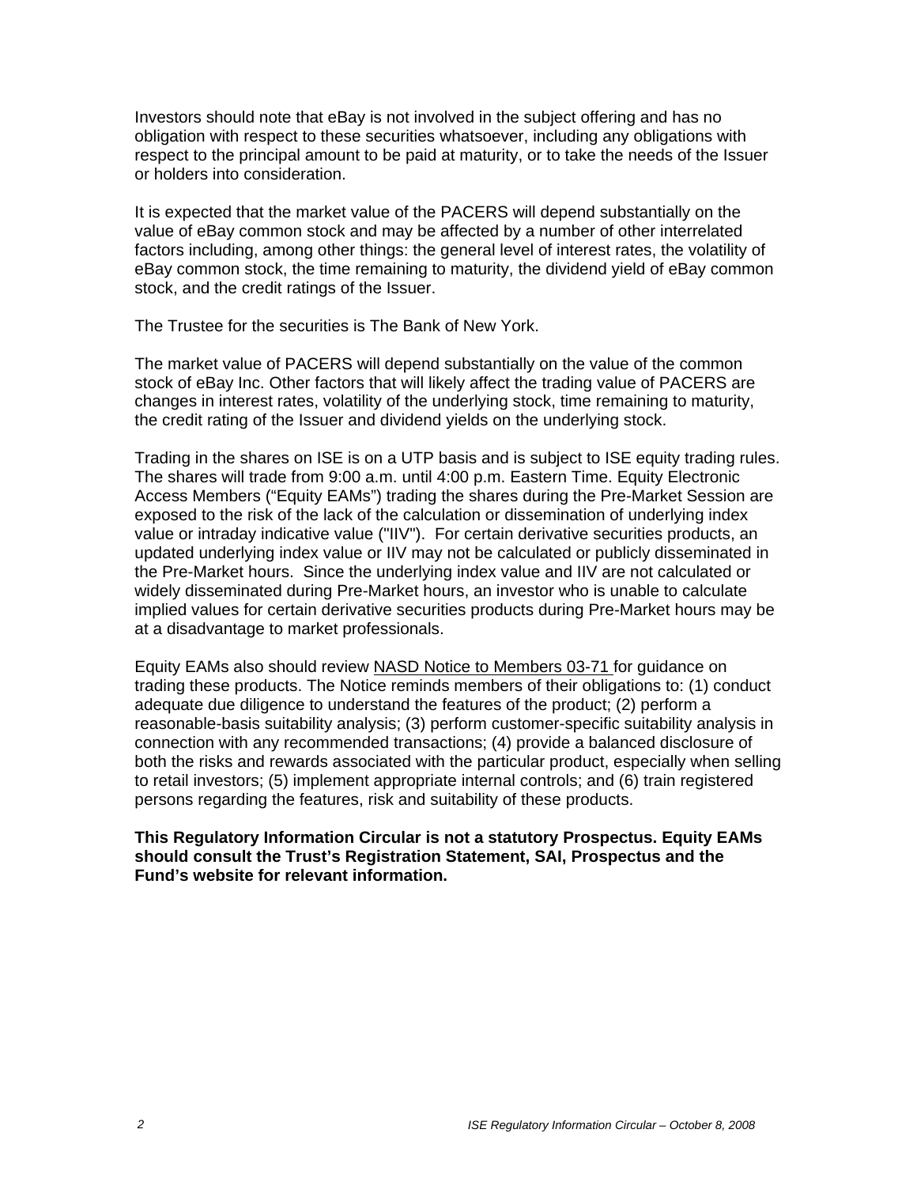Investors should note that eBay is not involved in the subject offering and has no obligation with respect to these securities whatsoever, including any obligations with respect to the principal amount to be paid at maturity, or to take the needs of the Issuer or holders into consideration.

It is expected that the market value of the PACERS will depend substantially on the value of eBay common stock and may be affected by a number of other interrelated factors including, among other things: the general level of interest rates, the volatility of eBay common stock, the time remaining to maturity, the dividend yield of eBay common stock, and the credit ratings of the Issuer.

The Trustee for the securities is The Bank of New York.

The market value of PACERS will depend substantially on the value of the common stock of eBay Inc. Other factors that will likely affect the trading value of PACERS are changes in interest rates, volatility of the underlying stock, time remaining to maturity, the credit rating of the Issuer and dividend yields on the underlying stock.

Trading in the shares on ISE is on a UTP basis and is subject to ISE equity trading rules. The shares will trade from 9:00 a.m. until 4:00 p.m. Eastern Time. Equity Electronic Access Members ("Equity EAMs") trading the shares during the Pre-Market Session are exposed to the risk of the lack of the calculation or dissemination of underlying index value or intraday indicative value ("IIV"). For certain derivative securities products, an updated underlying index value or IIV may not be calculated or publicly disseminated in the Pre-Market hours. Since the underlying index value and IIV are not calculated or widely disseminated during Pre-Market hours, an investor who is unable to calculate implied values for certain derivative securities products during Pre-Market hours may be at a disadvantage to market professionals.

Equity EAMs also should review NASD Notice to Members 03-71 for guidance on trading these products. The Notice reminds members of their obligations to: (1) conduct adequate due diligence to understand the features of the product; (2) perform a reasonable-basis suitability analysis; (3) perform customer-specific suitability analysis in connection with any recommended transactions; (4) provide a balanced disclosure of both the risks and rewards associated with the particular product, especially when selling to retail investors; (5) implement appropriate internal controls; and (6) train registered persons regarding the features, risk and suitability of these products.

**This Regulatory Information Circular is not a statutory Prospectus. Equity EAMs should consult the Trust's Registration Statement, SAI, Prospectus and the Fund's website for relevant information.**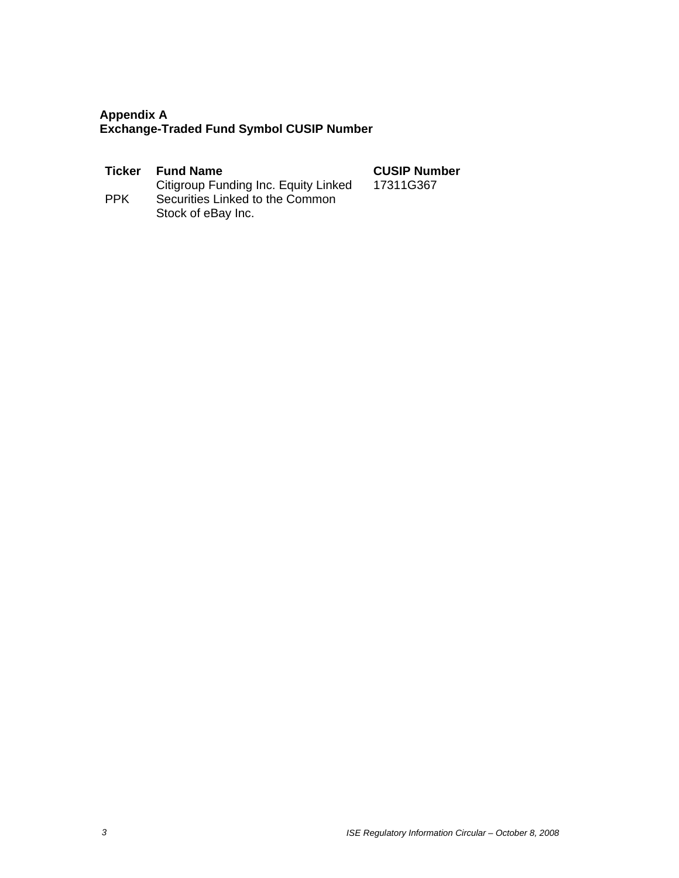**Appendix A**
**Exchange-Traded Fund Symbol CUSIP Number**

| Ticker | Fund Name | CUSIP Number |
|---|---|---|
| PPK | Citigroup Funding Inc. Equity Linked Securities Linked to the Common Stock of eBay Inc. | 17311G367 |